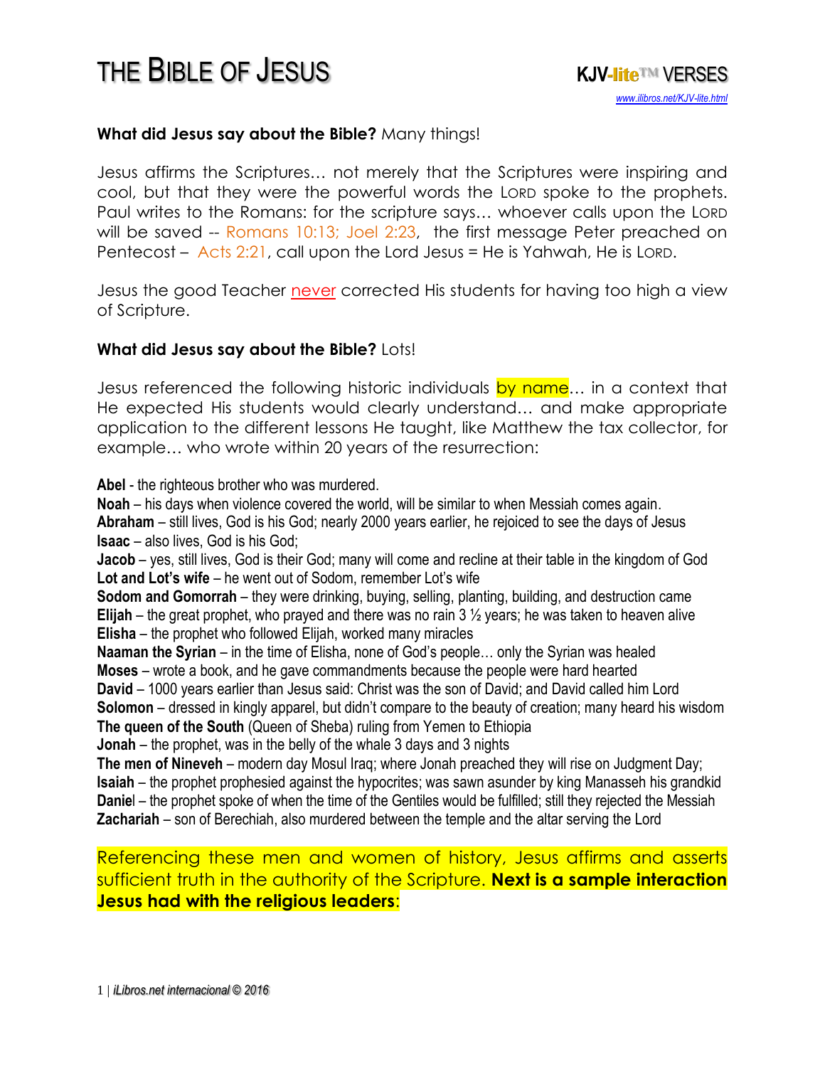# THE BIBLE OF JESUS

**KJV-lite™ VERSES**

www.ilibros.net/KJV-lite.html

**What did Jesus say about the Bible?** Many things!

Jesus affirms the Scriptures… not merely that the Scriptures were inspiring and cool, but that they were the powerful words the LORD spoke to the prophets. Paul writes to the Romans: for the scripture says… whoever calls upon the LORD will be saved -- Romans 10:13; Joel 2:23, the first message Peter preached on Pentecost – Acts 2:21, call upon the Lord Jesus = He is Yahwah, He is LORD.

Jesus the good Teacher never corrected His students for having too high a view of Scripture.

**What did Jesus say about the Bible?** Lots!

Jesus referenced the following historic individuals by name… in a context that He expected His students would clearly understand… and make appropriate application to the different lessons He taught, like Matthew the tax collector, for example… who wrote within 20 years of the resurrection:

**Abel** - the righteous brother who was murdered.
**Noah** – his days when violence covered the world, will be similar to when Messiah comes again.
**Abraham** – still lives, God is his God; nearly 2000 years earlier, he rejoiced to see the days of Jesus
**Isaac** – also lives, God is his God;
**Jacob** – yes, still lives, God is their God; many will come and recline at their table in the kingdom of God
**Lot and Lot's wife** – he went out of Sodom, remember Lot's wife
**Sodom and Gomorrah** – they were drinking, buying, selling, planting, building, and destruction came
**Elijah** – the great prophet, who prayed and there was no rain 3 ½ years; he was taken to heaven alive
**Elisha** – the prophet who followed Elijah, worked many miracles
**Naaman the Syrian** – in the time of Elisha, none of God's people… only the Syrian was healed
**Moses** – wrote a book, and he gave commandments because the people were hard hearted
**David** – 1000 years earlier than Jesus said: Christ was the son of David; and David called him Lord
**Solomon** – dressed in kingly apparel, but didn't compare to the beauty of creation; many heard his wisdom
**The queen of the South** (Queen of Sheba) ruling from Yemen to Ethiopia
**Jonah** – the prophet, was in the belly of the whale 3 days and 3 nights
**The men of Nineveh** – modern day Mosul Iraq; where Jonah preached they will rise on Judgment Day;
**Isaiah** – the prophet prophesied against the hypocrites; was sawn asunder by king Manasseh his grandkid
**Daniel** – the prophet spoke of when the time of the Gentiles would be fulfilled; still they rejected the Messiah
**Zachariah** – son of Berechiah, also murdered between the temple and the altar serving the Lord

Referencing these men and women of history, Jesus affirms and asserts sufficient truth in the authority of the Scripture. **Next is a sample interaction Jesus had with the religious leaders**: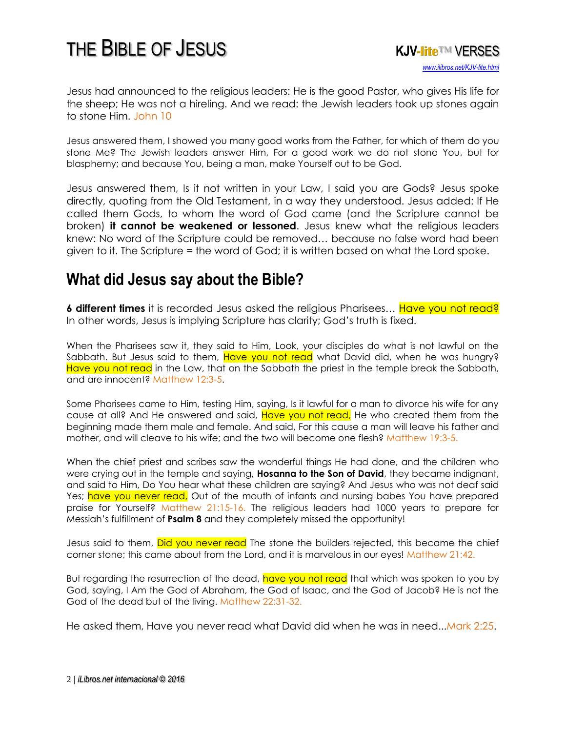Jesus had announced to the religious leaders: He is the good Pastor, who gives His life for the sheep; He was not a hireling. And we read: the Jewish leaders took up stones again to stone Him. John 10

Jesus answered them, I showed you many good works from the Father, for which of them do you stone Me? The Jewish leaders answer Him, For a good work we do not stone You, but for blasphemy; and because You, being a man, make Yourself out to be God.

Jesus answered them, Is it not written in your Law, I said you are Gods? Jesus spoke directly, quoting from the Old Testament, in a way they understood. Jesus added: If He called them Gods, to whom the word of God came (and the Scripture cannot be broken) **it cannot be weakened or lessoned**. Jesus knew what the religious leaders knew: No word of the Scripture could be removed… because no false word had been given to it. The Scripture = the word of God; it is written based on what the Lord spoke.

## What did Jesus say about the Bible?

**6 different times** it is recorded Jesus asked the religious Pharisees… Have you not read? In other words, Jesus is implying Scripture has clarity; God's truth is fixed.

When the Pharisees saw it, they said to Him, Look, your disciples do what is not lawful on the Sabbath. But Jesus said to them, Have you not read what David did, when he was hungry? Have you not read in the Law, that on the Sabbath the priest in the temple break the Sabbath, and are innocent? Matthew 12:3-5.

Some Pharisees came to Him, testing Him, saying, Is it lawful for a man to divorce his wife for any cause at all? And He answered and said, Have you not read, He who created them from the beginning made them male and female. And said, For this cause a man will leave his father and mother, and will cleave to his wife; and the two will become one flesh? Matthew 19:3-5.

When the chief priest and scribes saw the wonderful things He had done, and the children who were crying out in the temple and saying, **Hosanna to the Son of David**, they became indignant, and said to Him, Do You hear what these children are saying? And Jesus who was not deaf said Yes; have you never read, Out of the mouth of infants and nursing babes You have prepared praise for Yourself? Matthew 21:15-16. The religious leaders had 1000 years to prepare for Messiah's fulfillment of **Psalm 8** and they completely missed the opportunity!

Jesus said to them, Did you never read The stone the builders rejected, this became the chief corner stone; this came about from the Lord, and it is marvelous in our eyes! Matthew 21:42.

But regarding the resurrection of the dead, have you not read that which was spoken to you by God, saying, I Am the God of Abraham, the God of Isaac, and the God of Jacob? He is not the God of the dead but of the living. Matthew 22:31-32.

He asked them, Have you never read what David did when he was in need...Mark 2:25.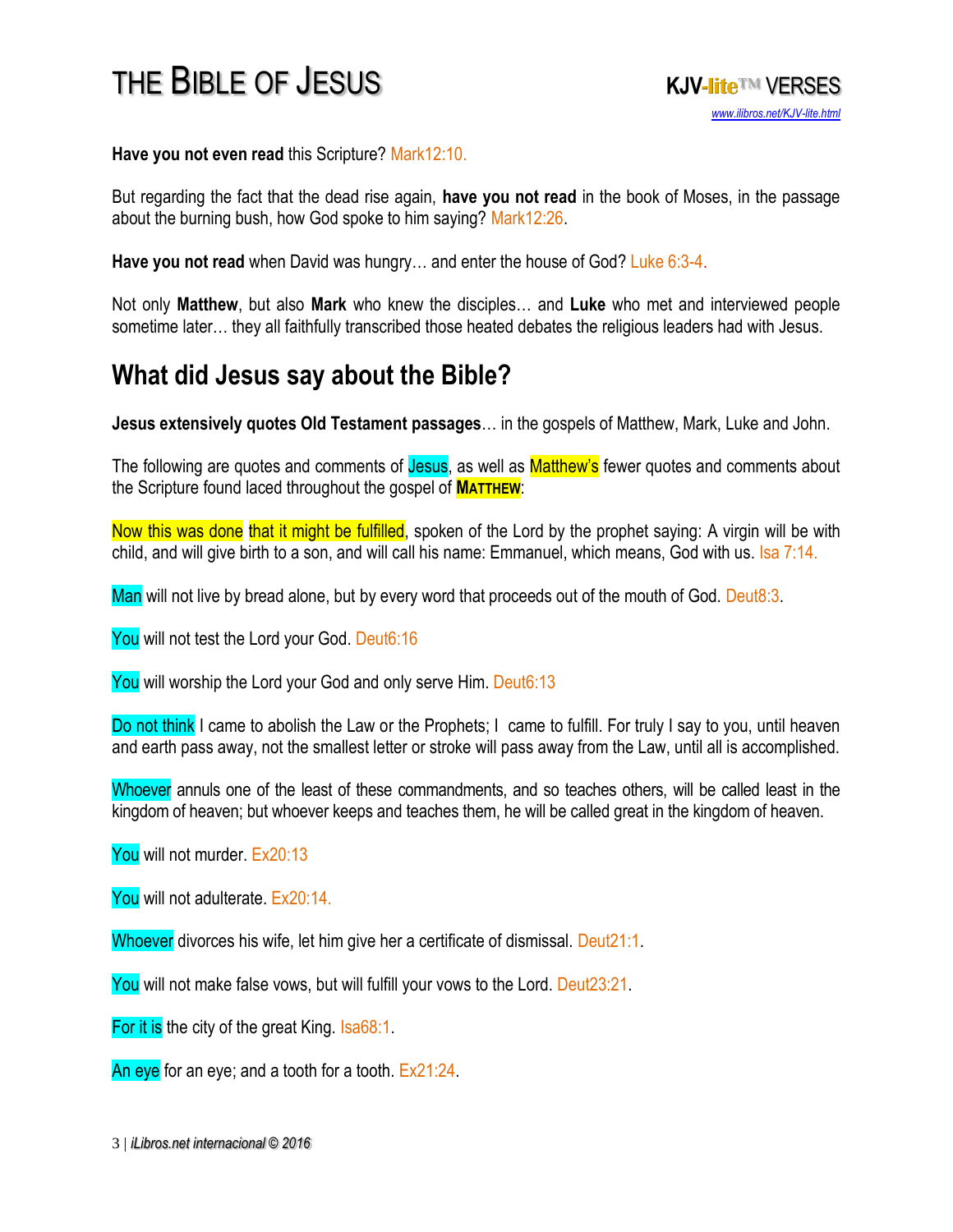**Have you not even read** this Scripture? Mark12:10.

But regarding the fact that the dead rise again, **have you not read** in the book of Moses, in the passage about the burning bush, how God spoke to him saying? Mark12:26.

**Have you not read** when David was hungry… and enter the house of God? Luke 6:3-4.

Not only **Matthew**, but also **Mark** who knew the disciples… and **Luke** who met and interviewed people sometime later… they all faithfully transcribed those heated debates the religious leaders had with Jesus.

## What did Jesus say about the Bible?

**Jesus extensively quotes Old Testament passages**… in the gospels of Matthew, Mark, Luke and John.

The following are quotes and comments of Jesus, as well as Matthew's fewer quotes and comments about the Scripture found laced throughout the gospel of **MATTHEW**:

Now this was done that it might be fulfilled, spoken of the Lord by the prophet saying: A virgin will be with child, and will give birth to a son, and will call his name: Emmanuel, which means, God with us. Isa 7:14.

Man will not live by bread alone, but by every word that proceeds out of the mouth of God. Deut8:3.

You will not test the Lord your God. Deut6:16

You will worship the Lord your God and only serve Him. Deut6:13

Do not think I came to abolish the Law or the Prophets; I came to fulfill. For truly I say to you, until heaven and earth pass away, not the smallest letter or stroke will pass away from the Law, until all is accomplished.

Whoever annuls one of the least of these commandments, and so teaches others, will be called least in the kingdom of heaven; but whoever keeps and teaches them, he will be called great in the kingdom of heaven.

You will not murder. Ex20:13

You will not adulterate. Ex20:14.

Whoever divorces his wife, let him give her a certificate of dismissal. Deut21:1.

You will not make false vows, but will fulfill your vows to the Lord. Deut23:21.

For it is the city of the great King. Isa68:1.

An eye for an eye; and a tooth for a tooth. Ex21:24.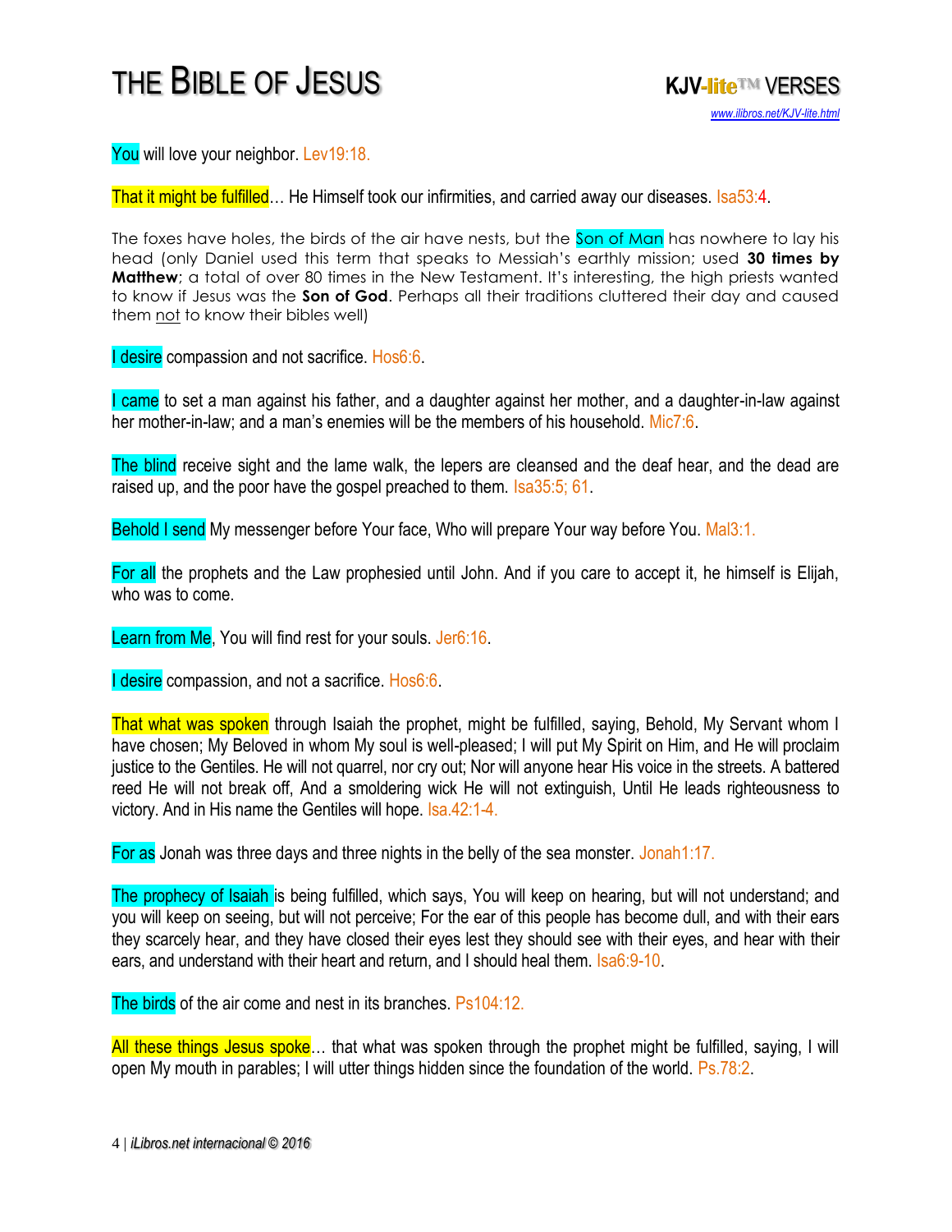You will love your neighbor. Lev19:18.

That it might be fulfilled… He Himself took our infirmities, and carried away our diseases. Isa53:4.

The foxes have holes, the birds of the air have nests, but the Son of Man has nowhere to lay his head (only Daniel used this term that speaks to Messiah's earthly mission; used **30 times by Matthew**; a total of over 80 times in the New Testament. It's interesting, the high priests wanted to know if Jesus was the **Son of God**. Perhaps all their traditions cluttered their day and caused them not to know their bibles well)

I desire compassion and not sacrifice. Hos6:6.

I came to set a man against his father, and a daughter against her mother, and a daughter-in-law against her mother-in-law; and a man's enemies will be the members of his household. Mic7:6.

The blind receive sight and the lame walk, the lepers are cleansed and the deaf hear, and the dead are raised up, and the poor have the gospel preached to them. Isa35:5; 61.

Behold I send My messenger before Your face, Who will prepare Your way before You. Mal3:1.

For all the prophets and the Law prophesied until John. And if you care to accept it, he himself is Elijah, who was to come.

Learn from Me, You will find rest for your souls. Jer6:16.

I desire compassion, and not a sacrifice. Hos6:6.

That what was spoken through Isaiah the prophet, might be fulfilled, saying, Behold, My Servant whom I have chosen; My Beloved in whom My soul is well-pleased; I will put My Spirit on Him, and He will proclaim justice to the Gentiles. He will not quarrel, nor cry out; Nor will anyone hear His voice in the streets. A battered reed He will not break off, And a smoldering wick He will not extinguish, Until He leads righteousness to victory. And in His name the Gentiles will hope. Isa.42:1-4.

For as Jonah was three days and three nights in the belly of the sea monster. Jonah1:17.

The prophecy of Isaiah is being fulfilled, which says, You will keep on hearing, but will not understand; and you will keep on seeing, but will not perceive; For the ear of this people has become dull, and with their ears they scarcely hear, and they have closed their eyes lest they should see with their eyes, and hear with their ears, and understand with their heart and return, and I should heal them. Isa6:9-10.

The birds of the air come and nest in its branches. Ps104:12.

All these things Jesus spoke… that what was spoken through the prophet might be fulfilled, saying, I will open My mouth in parables; I will utter things hidden since the foundation of the world. Ps.78:2.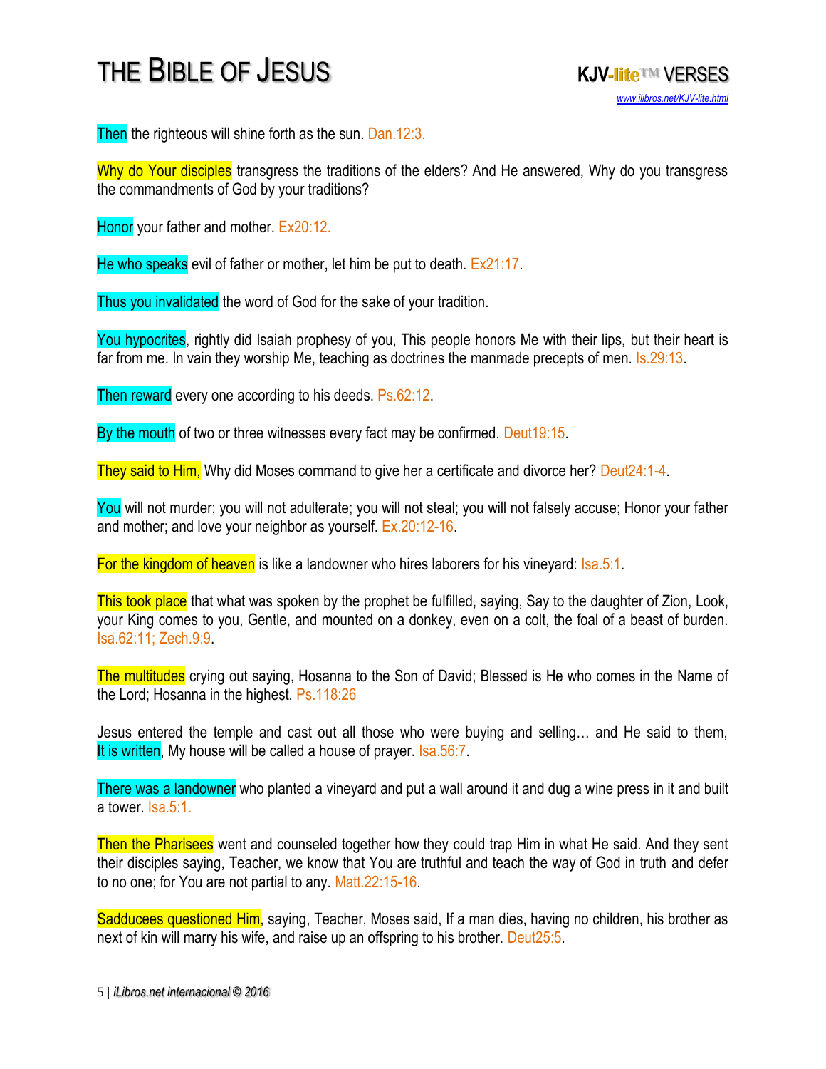Then the righteous will shine forth as the sun. Dan.12:3.

Why do Your disciples transgress the traditions of the elders? And He answered, Why do you transgress the commandments of God by your traditions?

Honor your father and mother. Ex20:12.

He who speaks evil of father or mother, let him be put to death. Ex21:17.

Thus you invalidated the word of God for the sake of your tradition.

You hypocrites, rightly did Isaiah prophesy of you, This people honors Me with their lips, but their heart is far from me. In vain they worship Me, teaching as doctrines the manmade precepts of men. Is.29:13.

Then reward every one according to his deeds. Ps.62:12.

By the mouth of two or three witnesses every fact may be confirmed. Deut19:15.

They said to Him, Why did Moses command to give her a certificate and divorce her? Deut24:1-4.

You will not murder; you will not adulterate; you will not steal; you will not falsely accuse; Honor your father and mother; and love your neighbor as yourself. Ex.20:12-16.

For the kingdom of heaven is like a landowner who hires laborers for his vineyard: Isa.5:1.

This took place that what was spoken by the prophet be fulfilled, saying, Say to the daughter of Zion, Look, your King comes to you, Gentle, and mounted on a donkey, even on a colt, the foal of a beast of burden. Isa.62:11; Zech.9:9.

The multitudes crying out saying, Hosanna to the Son of David; Blessed is He who comes in the Name of the Lord; Hosanna in the highest. Ps.118:26

Jesus entered the temple and cast out all those who were buying and selling… and He said to them, It is written, My house will be called a house of prayer. Isa.56:7.

There was a landowner who planted a vineyard and put a wall around it and dug a wine press in it and built a tower. Isa.5:1.

Then the Pharisees went and counseled together how they could trap Him in what He said. And they sent their disciples saying, Teacher, we know that You are truthful and teach the way of God in truth and defer to no one; for You are not partial to any. Matt.22:15-16.

Sadducees questioned Him, saying, Teacher, Moses said, If a man dies, having no children, his brother as next of kin will marry his wife, and raise up an offspring to his brother. Deut25:5.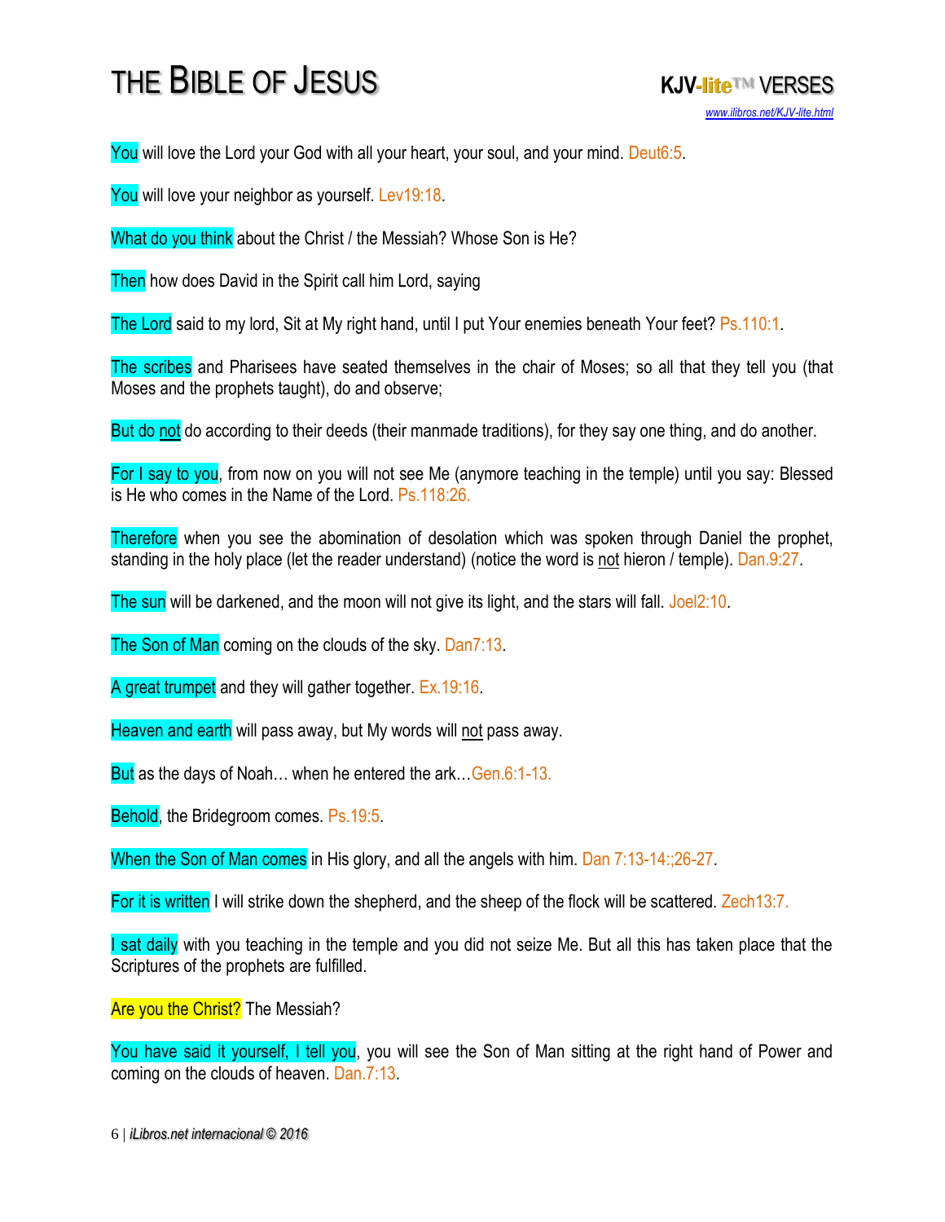You will love the Lord your God with all your heart, your soul, and your mind. Deut6:5.

You will love your neighbor as yourself. Lev19:18.

What do you think about the Christ / the Messiah? Whose Son is He?

Then how does David in the Spirit call him Lord, saying

The Lord said to my lord, Sit at My right hand, until I put Your enemies beneath Your feet? Ps.110:1.

The scribes and Pharisees have seated themselves in the chair of Moses; so all that they tell you (that Moses and the prophets taught), do and observe;

But do not do according to their deeds (their manmade traditions), for they say one thing, and do another.

For I say to you, from now on you will not see Me (anymore teaching in the temple) until you say: Blessed is He who comes in the Name of the Lord. Ps.118:26.

Therefore when you see the abomination of desolation which was spoken through Daniel the prophet, standing in the holy place (let the reader understand) (notice the word is not hieron / temple). Dan.9:27.

The sun will be darkened, and the moon will not give its light, and the stars will fall. Joel2:10.

The Son of Man coming on the clouds of the sky. Dan7:13.

A great trumpet and they will gather together. Ex.19:16.

Heaven and earth will pass away, but My words will not pass away.

But as the days of Noah… when he entered the ark…Gen.6:1-13.

Behold, the Bridegroom comes. Ps.19:5.

When the Son of Man comes in His glory, and all the angels with him. Dan 7:13-14:;26-27.

For it is written I will strike down the shepherd, and the sheep of the flock will be scattered. Zech13:7.

I sat daily with you teaching in the temple and you did not seize Me. But all this has taken place that the Scriptures of the prophets are fulfilled.

Are you the Christ? The Messiah?

You have said it yourself, I tell you, you will see the Son of Man sitting at the right hand of Power and coming on the clouds of heaven. Dan.7:13.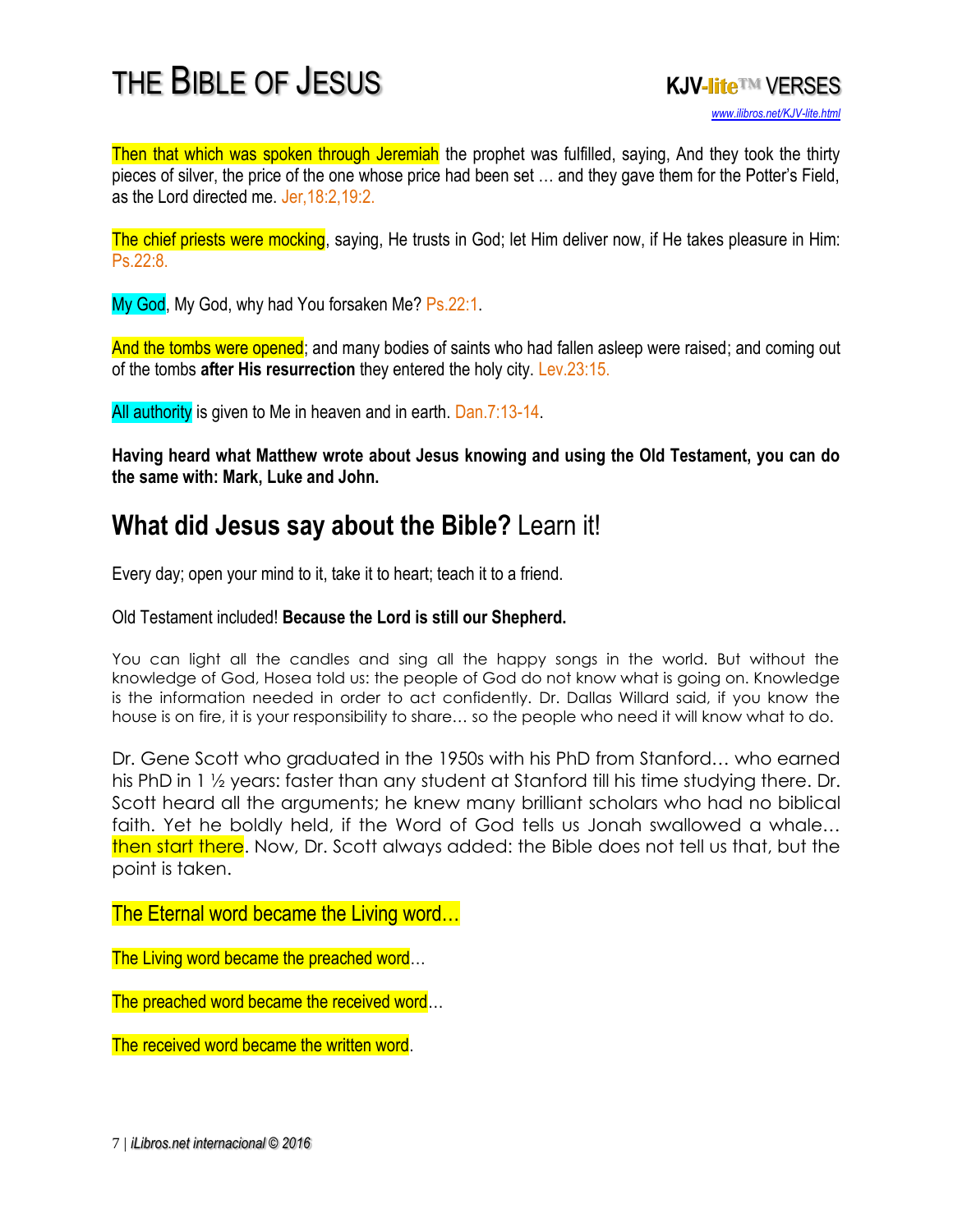Then that which was spoken through Jeremiah the prophet was fulfilled, saying, And they took the thirty pieces of silver, the price of the one whose price had been set … and they gave them for the Potter's Field, as the Lord directed me. Jer,18:2,19:2.

The chief priests were mocking, saying, He trusts in God; let Him deliver now, if He takes pleasure in Him: Ps.22:8.

My God, My God, why had You forsaken Me? Ps.22:1.

And the tombs were opened; and many bodies of saints who had fallen asleep were raised; and coming out of the tombs **after His resurrection** they entered the holy city. Lev.23:15.

All authority is given to Me in heaven and in earth. Dan.7:13-14.

**Having heard what Matthew wrote about Jesus knowing and using the Old Testament, you can do the same with: Mark, Luke and John.**

## **What did Jesus say about the Bible?** Learn it!

Every day; open your mind to it, take it to heart; teach it to a friend.

Old Testament included! **Because the Lord is still our Shepherd.**

You can light all the candles and sing all the happy songs in the world. But without the knowledge of God, Hosea told us: the people of God do not know what is going on. Knowledge is the information needed in order to act confidently. Dr. Dallas Willard said, if you know the house is on fire, it is your responsibility to share… so the people who need it will know what to do.

Dr. Gene Scott who graduated in the 1950s with his PhD from Stanford… who earned his PhD in 1 ½ years: faster than any student at Stanford till his time studying there. Dr. Scott heard all the arguments; he knew many brilliant scholars who had no biblical faith. Yet he boldly held, if the Word of God tells us Jonah swallowed a whale… then start there. Now, Dr. Scott always added: the Bible does not tell us that, but the point is taken.

The Eternal word became the Living word…

The Living word became the preached word…

The preached word became the received word…

The received word became the written word.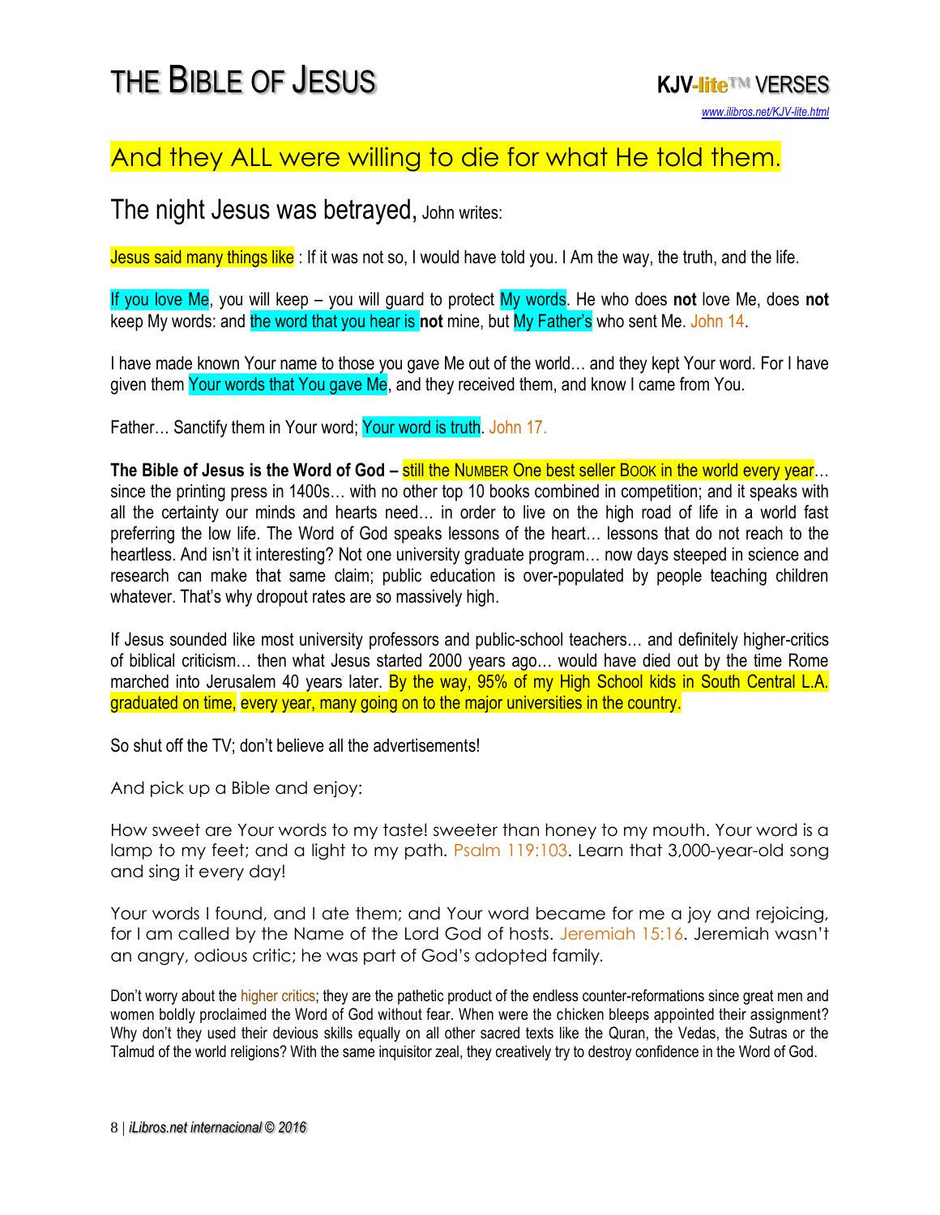## And they ALL were willing to die for what He told them.

### The night Jesus was betrayed, John writes:

Jesus said many things like : If it was not so, I would have told you. I Am the way, the truth, and the life.

If you love Me, you will keep – you will guard to protect My words. He who does **not** love Me, does **not** keep My words: and the word that you hear is **not** mine, but My Father's who sent Me. John 14.

I have made known Your name to those you gave Me out of the world… and they kept Your word. For I have given them Your words that You gave Me, and they received them, and know I came from You.

Father… Sanctify them in Your word; Your word is truth. John 17.

**The Bible of Jesus is the Word of God –** still the NUMBER One best seller BOOK in the world every year… since the printing press in 1400s… with no other top 10 books combined in competition; and it speaks with all the certainty our minds and hearts need… in order to live on the high road of life in a world fast preferring the low life. The Word of God speaks lessons of the heart… lessons that do not reach to the heartless. And isn't it interesting? Not one university graduate program… now days steeped in science and research can make that same claim; public education is over-populated by people teaching children whatever. That's why dropout rates are so massively high.

If Jesus sounded like most university professors and public-school teachers… and definitely higher-critics of biblical criticism… then what Jesus started 2000 years ago… would have died out by the time Rome marched into Jerusalem 40 years later. By the way, 95% of my High School kids in South Central L.A. graduated on time, every year, many going on to the major universities in the country.

So shut off the TV; don't believe all the advertisements!

And pick up a Bible and enjoy:

How sweet are Your words to my taste! sweeter than honey to my mouth. Your word is a lamp to my feet; and a light to my path. Psalm 119:103. Learn that 3,000-year-old song and sing it every day!

Your words I found, and I ate them; and Your word became for me a joy and rejoicing, for I am called by the Name of the Lord God of hosts. Jeremiah 15:16. Jeremiah wasn't an angry, odious critic; he was part of God's adopted family.

Don't worry about the higher critics; they are the pathetic product of the endless counter-reformations since great men and women boldly proclaimed the Word of God without fear. When were the chicken bleeps appointed their assignment? Why don't they used their devious skills equally on all other sacred texts like the Quran, the Vedas, the Sutras or the Talmud of the world religions? With the same inquisitor zeal, they creatively try to destroy confidence in the Word of God.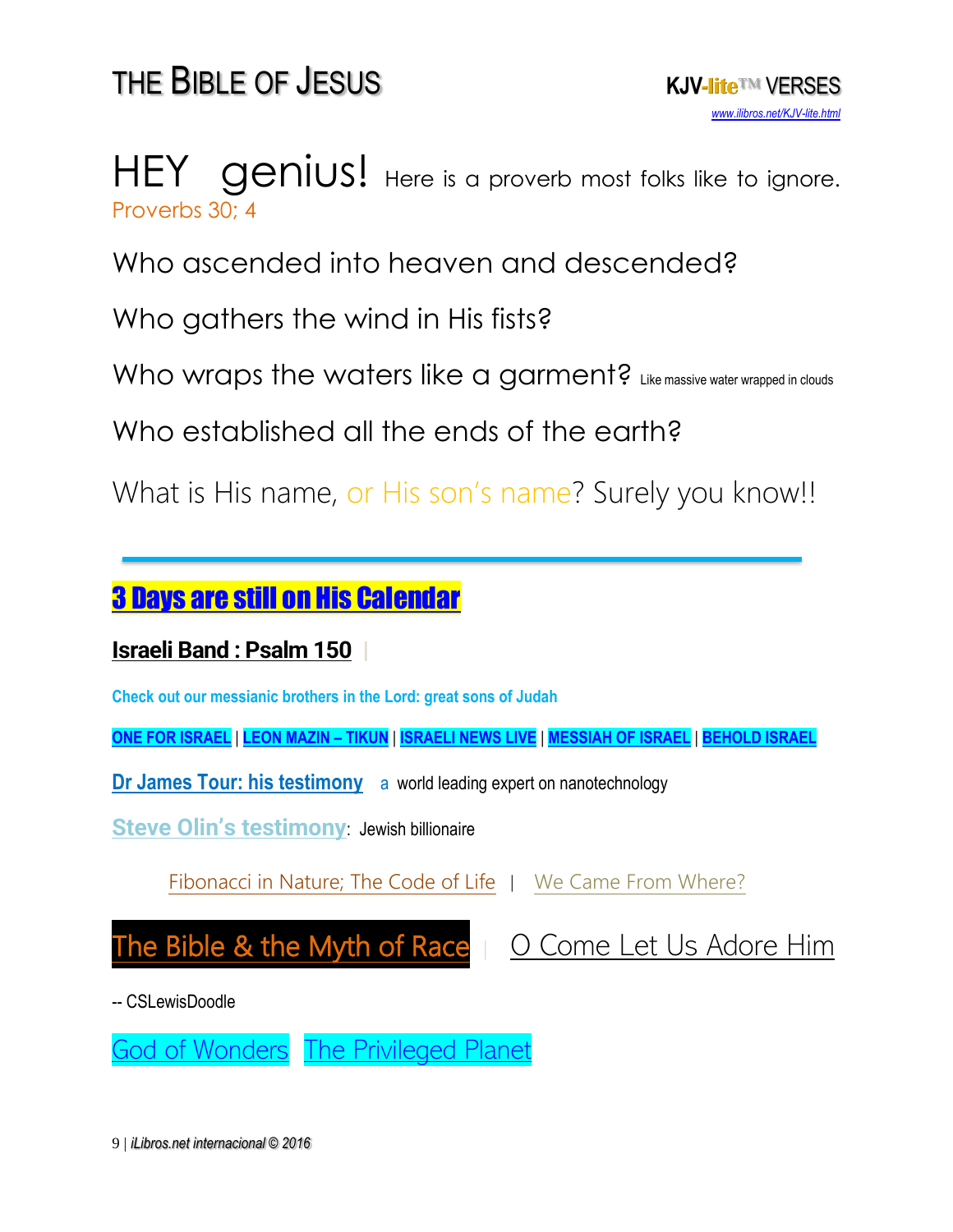# HEY genius! Here is a proverb most folks like to ignore.

Proverbs 30; 4

Who ascended into heaven and descended?

Who gathers the wind in His fists?

Who wraps the waters like a garment? Like massive water wrapped in clouds

Who established all the ends of the earth?

What is His name, or His son's name? Surely you know!!

---

**3 Days are still on His Calendar**

**Israeli Band : Psalm 150** |

**Check out our messianic brothers in the Lord: great sons of Judah**

**ONE FOR ISRAEL** | **LEON MAZIN – TIKUN** | **ISRAELI NEWS LIVE** | **MESSIAH OF ISRAEL** | **BEHOLD ISRAEL**

**Dr James Tour: his testimony** a world leading expert on nanotechnology

**Steve Olin's testimony**: Jewish billionaire

Fibonacci in Nature; The Code of Life | We Came From Where?

The Bible & the Myth of Race | O Come Let Us Adore Him

-- CSLewisDoodle

God of Wonders The Privileged Planet